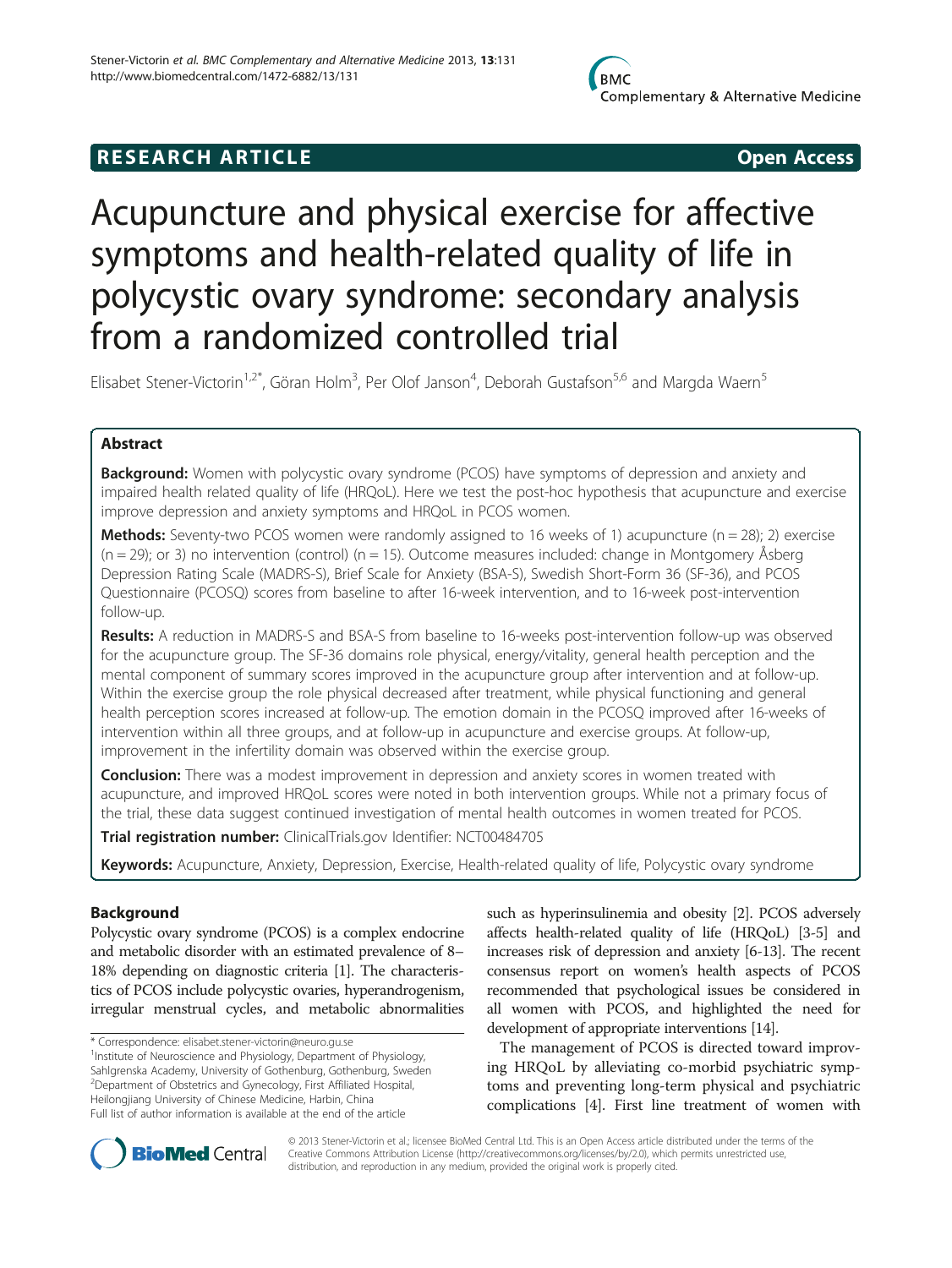RESEARCH ARTICLE **Open Access**

# Acupuncture and physical exercise for affective symptoms and health-related quality of life in polycystic ovary syndrome: secondary analysis from a randomized controlled trial

Elisabet Stener-Victorin[1,2*], Göran Holm[3], Per Olof Janson[4], Deborah Gustafson[5,6] and Margda Waern[5]

## Abstract

**Background:** Women with polycystic ovary syndrome (PCOS) have symptoms of depression and anxiety and impaired health related quality of life (HRQoL). Here we test the post-hoc hypothesis that acupuncture and exercise improve depression and anxiety symptoms and HRQoL in PCOS women.

**Methods:** Seventy-two PCOS women were randomly assigned to 16 weeks of 1) acupuncture (n = 28); 2) exercise (n = 29); or 3) no intervention (control) (n = 15). Outcome measures included: change in Montgomery Åsberg Depression Rating Scale (MADRS-S), Brief Scale for Anxiety (BSA-S), Swedish Short-Form 36 (SF-36), and PCOS Questionnaire (PCOSQ) scores from baseline to after 16-week intervention, and to 16-week post-intervention follow-up.

**Results:** A reduction in MADRS-S and BSA-S from baseline to 16-weeks post-intervention follow-up was observed for the acupuncture group. The SF-36 domains role physical, energy/vitality, general health perception and the mental component of summary scores improved in the acupuncture group after intervention and at follow-up. Within the exercise group the role physical decreased after treatment, while physical functioning and general health perception scores increased at follow-up. The emotion domain in the PCOSQ improved after 16-weeks of intervention within all three groups, and at follow-up in acupuncture and exercise groups. At follow-up, improvement in the infertility domain was observed within the exercise group.

**Conclusion:** There was a modest improvement in depression and anxiety scores in women treated with acupuncture, and improved HRQoL scores were noted in both intervention groups. While not a primary focus of the trial, these data suggest continued investigation of mental health outcomes in women treated for PCOS.

**Trial registration number:** ClinicalTrials.gov Identifier: NCT00484705

**Keywords:** Acupuncture, Anxiety, Depression, Exercise, Health-related quality of life, Polycystic ovary syndrome

## Background

Polycystic ovary syndrome (PCOS) is a complex endocrine and metabolic disorder with an estimated prevalence of 8–18% depending on diagnostic criteria [1]. The characteristics of PCOS include polycystic ovaries, hyperandrogenism, irregular menstrual cycles, and metabolic abnormalities such as hyperinsulinemia and obesity [2]. PCOS adversely affects health-related quality of life (HRQoL) [3-5] and increases risk of depression and anxiety [6-13]. The recent consensus report on women's health aspects of PCOS recommended that psychological issues be considered in all women with PCOS, and highlighted the need for development of appropriate interventions [14].

The management of PCOS is directed toward improving HRQoL by alleviating co-morbid psychiatric symptoms and preventing long-term physical and psychiatric complications [4]. First line treatment of women with

\* Correspondence: elisabet.stener-victorin@neuro.gu.se
[1]Institute of Neuroscience and Physiology, Department of Physiology, Sahlgrenska Academy, University of Gothenburg, Gothenburg, Sweden
[2]Department of Obstetrics and Gynecology, First Affiliated Hospital, Heilongjiang University of Chinese Medicine, Harbin, China
Full list of author information is available at the end of the article

© 2013 Stener-Victorin et al.; licensee BioMed Central Ltd. This is an Open Access article distributed under the terms of the Creative Commons Attribution License (http://creativecommons.org/licenses/by/2.0), which permits unrestricted use, distribution, and reproduction in any medium, provided the original work is properly cited.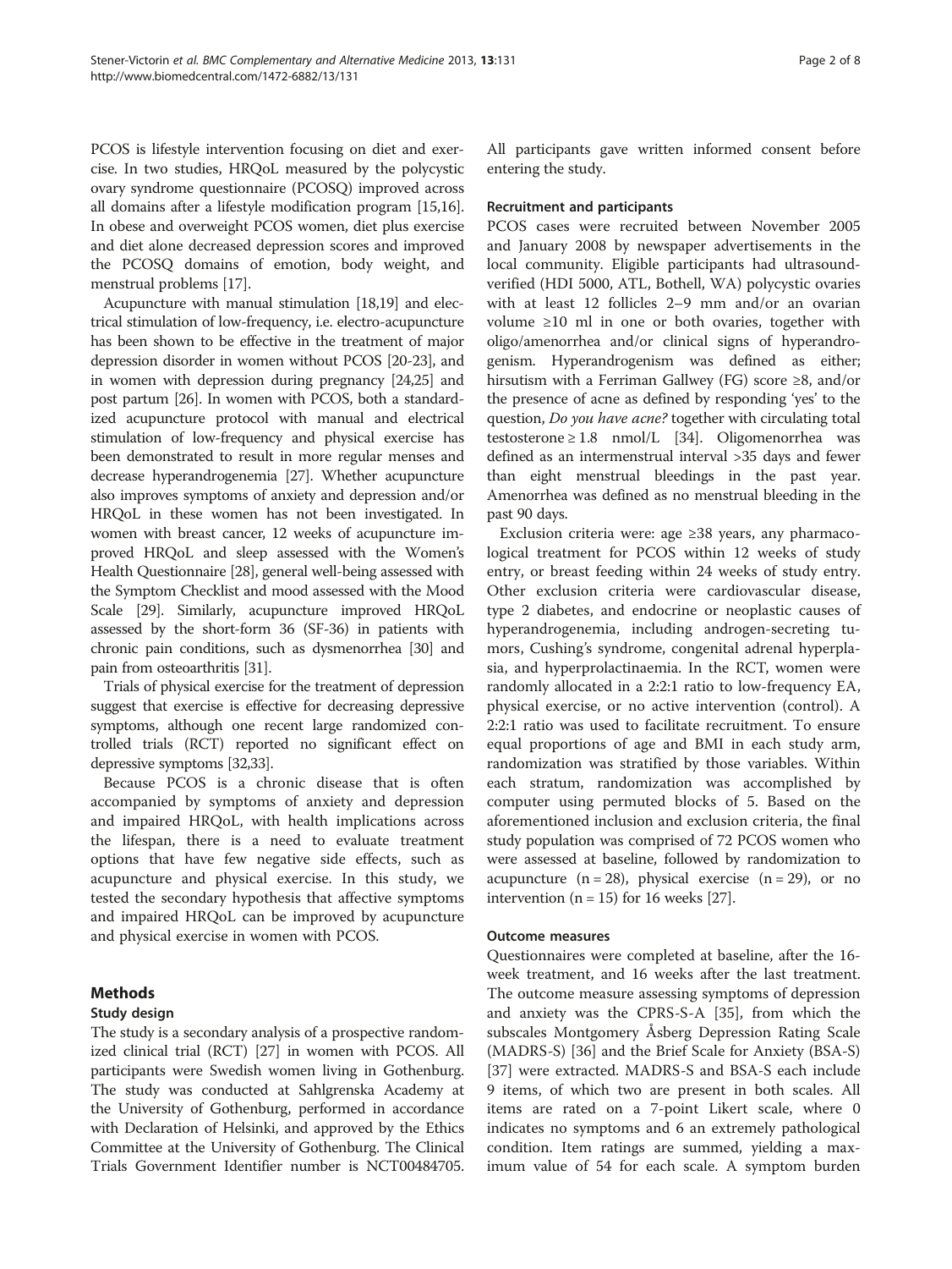PCOS is lifestyle intervention focusing on diet and exercise. In two studies, HRQoL measured by the polycystic ovary syndrome questionnaire (PCOSQ) improved across all domains after a lifestyle modification program [15,16]. In obese and overweight PCOS women, diet plus exercise and diet alone decreased depression scores and improved the PCOSQ domains of emotion, body weight, and menstrual problems [17].

Acupuncture with manual stimulation [18,19] and electrical stimulation of low-frequency, i.e. electro-acupuncture has been shown to be effective in the treatment of major depression disorder in women without PCOS [20-23], and in women with depression during pregnancy [24,25] and post partum [26]. In women with PCOS, both a standardized acupuncture protocol with manual and electrical stimulation of low-frequency and physical exercise has been demonstrated to result in more regular menses and decrease hyperandrogenemia [27]. Whether acupuncture also improves symptoms of anxiety and depression and/or HRQoL in these women has not been investigated. In women with breast cancer, 12 weeks of acupuncture improved HRQoL and sleep assessed with the Women's Health Questionnaire [28], general well-being assessed with the Symptom Checklist and mood assessed with the Mood Scale [29]. Similarly, acupuncture improved HRQoL assessed by the short-form 36 (SF-36) in patients with chronic pain conditions, such as dysmenorrhea [30] and pain from osteoarthritis [31].

Trials of physical exercise for the treatment of depression suggest that exercise is effective for decreasing depressive symptoms, although one recent large randomized controlled trials (RCT) reported no significant effect on depressive symptoms [32,33].

Because PCOS is a chronic disease that is often accompanied by symptoms of anxiety and depression and impaired HRQoL, with health implications across the lifespan, there is a need to evaluate treatment options that have few negative side effects, such as acupuncture and physical exercise. In this study, we tested the secondary hypothesis that affective symptoms and impaired HRQoL can be improved by acupuncture and physical exercise in women with PCOS.

## Methods

### Study design

The study is a secondary analysis of a prospective randomized clinical trial (RCT) [27] in women with PCOS. All participants were Swedish women living in Gothenburg. The study was conducted at Sahlgrenska Academy at the University of Gothenburg, performed in accordance with Declaration of Helsinki, and approved by the Ethics Committee at the University of Gothenburg. The Clinical Trials Government Identifier number is NCT00484705. All participants gave written informed consent before entering the study.

### Recruitment and participants

PCOS cases were recruited between November 2005 and January 2008 by newspaper advertisements in the local community. Eligible participants had ultrasound-verified (HDI 5000, ATL, Bothell, WA) polycystic ovaries with at least 12 follicles 2–9 mm and/or an ovarian volume ≥10 ml in one or both ovaries, together with oligo/amenorrhea and/or clinical signs of hyperandrogenism. Hyperandrogenism was defined as either; hirsutism with a Ferriman Gallwey (FG) score ≥8, and/or the presence of acne as defined by responding 'yes' to the question, *Do you have acne?* together with circulating total testosterone ≥ 1.8 nmol/L [34]. Oligomenorrhea was defined as an intermenstrual interval >35 days and fewer than eight menstrual bleedings in the past year. Amenorrhea was defined as no menstrual bleeding in the past 90 days.

Exclusion criteria were: age ≥38 years, any pharmacological treatment for PCOS within 12 weeks of study entry, or breast feeding within 24 weeks of study entry. Other exclusion criteria were cardiovascular disease, type 2 diabetes, and endocrine or neoplastic causes of hyperandrogenemia, including androgen-secreting tumors, Cushing's syndrome, congenital adrenal hyperplasia, and hyperprolactinaemia. In the RCT, women were randomly allocated in a 2:2:1 ratio to low-frequency EA, physical exercise, or no active intervention (control). A 2:2:1 ratio was used to facilitate recruitment. To ensure equal proportions of age and BMI in each study arm, randomization was stratified by those variables. Within each stratum, randomization was accomplished by computer using permuted blocks of 5. Based on the aforementioned inclusion and exclusion criteria, the final study population was comprised of 72 PCOS women who were assessed at baseline, followed by randomization to acupuncture (n = 28), physical exercise (n = 29), or no intervention (n = 15) for 16 weeks [27].

### Outcome measures

Questionnaires were completed at baseline, after the 16-week treatment, and 16 weeks after the last treatment. The outcome measure assessing symptoms of depression and anxiety was the CPRS-S-A [35], from which the subscales Montgomery Åsberg Depression Rating Scale (MADRS-S) [36] and the Brief Scale for Anxiety (BSA-S) [37] were extracted. MADRS-S and BSA-S each include 9 items, of which two are present in both scales. All items are rated on a 7-point Likert scale, where 0 indicates no symptoms and 6 an extremely pathological condition. Item ratings are summed, yielding a maximum value of 54 for each scale. A symptom burden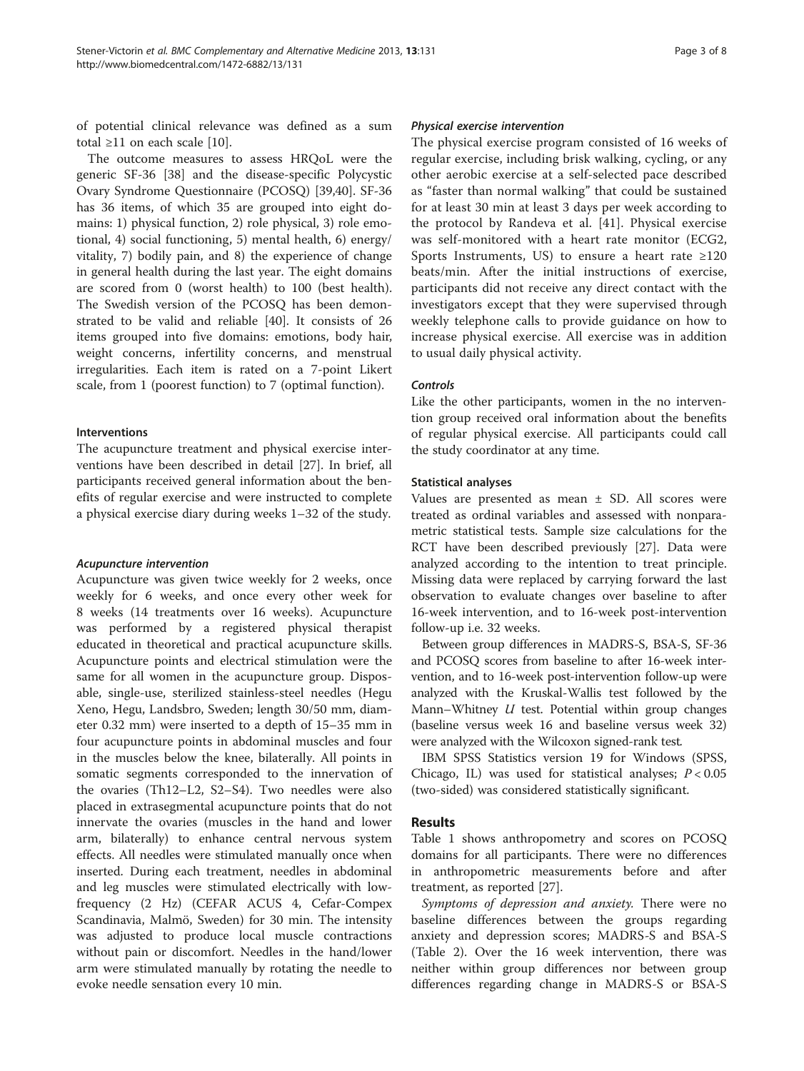of potential clinical relevance was defined as a sum total ≥11 on each scale [10].

The outcome measures to assess HRQoL were the generic SF-36 [38] and the disease-specific Polycystic Ovary Syndrome Questionnaire (PCOSQ) [39,40]. SF-36 has 36 items, of which 35 are grouped into eight domains: 1) physical function, 2) role physical, 3) role emotional, 4) social functioning, 5) mental health, 6) energy/vitality, 7) bodily pain, and 8) the experience of change in general health during the last year. The eight domains are scored from 0 (worst health) to 100 (best health). The Swedish version of the PCOSQ has been demonstrated to be valid and reliable [40]. It consists of 26 items grouped into five domains: emotions, body hair, weight concerns, infertility concerns, and menstrual irregularities. Each item is rated on a 7-point Likert scale, from 1 (poorest function) to 7 (optimal function).

### Interventions

The acupuncture treatment and physical exercise interventions have been described in detail [27]. In brief, all participants received general information about the benefits of regular exercise and were instructed to complete a physical exercise diary during weeks 1–32 of the study.

#### *Acupuncture intervention*

Acupuncture was given twice weekly for 2 weeks, once weekly for 6 weeks, and once every other week for 8 weeks (14 treatments over 16 weeks). Acupuncture was performed by a registered physical therapist educated in theoretical and practical acupuncture skills. Acupuncture points and electrical stimulation were the same for all women in the acupuncture group. Disposable, single-use, sterilized stainless-steel needles (Hegu Xeno, Hegu, Landsbro, Sweden; length 30/50 mm, diameter 0.32 mm) were inserted to a depth of 15–35 mm in four acupuncture points in abdominal muscles and four in the muscles below the knee, bilaterally. All points in somatic segments corresponded to the innervation of the ovaries (Th12–L2, S2–S4). Two needles were also placed in extrasegmental acupuncture points that do not innervate the ovaries (muscles in the hand and lower arm, bilaterally) to enhance central nervous system effects. All needles were stimulated manually once when inserted. During each treatment, needles in abdominal and leg muscles were stimulated electrically with low-frequency (2 Hz) (CEFAR ACUS 4, Cefar-Compex Scandinavia, Malmö, Sweden) for 30 min. The intensity was adjusted to produce local muscle contractions without pain or discomfort. Needles in the hand/lower arm were stimulated manually by rotating the needle to evoke needle sensation every 10 min.

#### *Physical exercise intervention*

The physical exercise program consisted of 16 weeks of regular exercise, including brisk walking, cycling, or any other aerobic exercise at a self-selected pace described as "faster than normal walking" that could be sustained for at least 30 min at least 3 days per week according to the protocol by Randeva et al. [41]. Physical exercise was self-monitored with a heart rate monitor (ECG2, Sports Instruments, US) to ensure a heart rate ≥120 beats/min. After the initial instructions of exercise, participants did not receive any direct contact with the investigators except that they were supervised through weekly telephone calls to provide guidance on how to increase physical exercise. All exercise was in addition to usual daily physical activity.

#### *Controls*

Like the other participants, women in the no intervention group received oral information about the benefits of regular physical exercise. All participants could call the study coordinator at any time.

### Statistical analyses

Values are presented as mean ± SD. All scores were treated as ordinal variables and assessed with nonparametric statistical tests. Sample size calculations for the RCT have been described previously [27]. Data were analyzed according to the intention to treat principle. Missing data were replaced by carrying forward the last observation to evaluate changes over baseline to after 16-week intervention, and to 16-week post-intervention follow-up i.e. 32 weeks.

Between group differences in MADRS-S, BSA-S, SF-36 and PCOSQ scores from baseline to after 16-week intervention, and to 16-week post-intervention follow-up were analyzed with the Kruskal-Wallis test followed by the Mann–Whitney $U$ test. Potential within group changes (baseline versus week 16 and baseline versus week 32) were analyzed with the Wilcoxon signed-rank test.

IBM SPSS Statistics version 19 for Windows (SPSS, Chicago, IL) was used for statistical analyses; $P < 0.05$ (two-sided) was considered statistically significant.

## Results

Table 1 shows anthropometry and scores on PCOSQ domains for all participants. There were no differences in anthropometric measurements before and after treatment, as reported [27].

*Symptoms of depression and anxiety.* There were no baseline differences between the groups regarding anxiety and depression scores; MADRS-S and BSA-S (Table 2). Over the 16 week intervention, there was neither within group differences nor between group differences regarding change in MADRS-S or BSA-S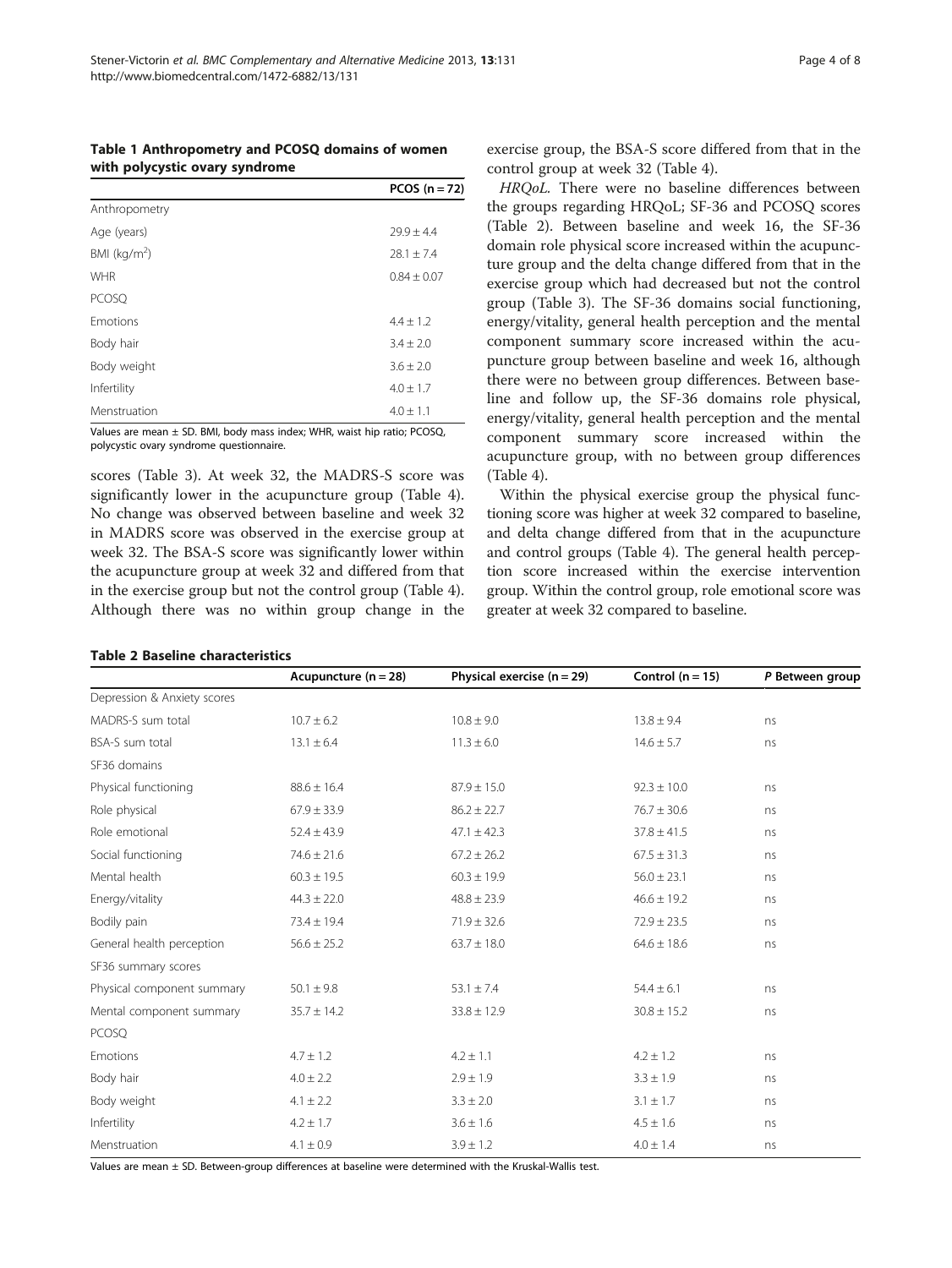**Table 1 Anthropometry and PCOSQ domains of women with polycystic ovary syndrome**

| | PCOS (n = 72) |
|---|---|
| Anthropometry | |
| Age (years) | 29.9 ± 4.4 |
| BMI (kg/m$^2$) | 28.1 ± 7.4 |
| WHR | 0.84 ± 0.07 |
| PCOSQ | |
| Emotions | 4.4 ± 1.2 |
| Body hair | 3.4 ± 2.0 |
| Body weight | 3.6 ± 2.0 |
| Infertility | 4.0 ± 1.7 |
| Menstruation | 4.0 ± 1.1 |

Values are mean ± SD. BMI, body mass index; WHR, waist hip ratio; PCOSQ, polycystic ovary syndrome questionnaire.

scores (Table 3). At week 32, the MADRS-S score was significantly lower in the acupuncture group (Table 4). No change was observed between baseline and week 32 in MADRS score was observed in the exercise group at week 32. The BSA-S score was significantly lower within the acupuncture group at week 32 and differed from that in the exercise group but not the control group (Table 4). Although there was no within group change in the exercise group, the BSA-S score differed from that in the control group at week 32 (Table 4).

*HRQoL.* There were no baseline differences between the groups regarding HRQoL; SF-36 and PCOSQ scores (Table 2). Between baseline and week 16, the SF-36 domain role physical score increased within the acupuncture group and the delta change differed from that in the exercise group which had decreased but not the control group (Table 3). The SF-36 domains social functioning, energy/vitality, general health perception and the mental component summary score increased within the acupuncture group between baseline and week 16, although there were no between group differences. Between baseline and follow up, the SF-36 domains role physical, energy/vitality, general health perception and the mental component summary score increased within the acupuncture group, with no between group differences (Table 4).

Within the physical exercise group the physical functioning score was higher at week 32 compared to baseline, and delta change differed from that in the acupuncture and control groups (Table 4). The general health perception score increased within the exercise intervention group. Within the control group, role emotional score was greater at week 32 compared to baseline.

**Table 2 Baseline characteristics**

| | Acupuncture (n = 28) | Physical exercise (n = 29) | Control (n = 15) | *P* Between group |
|---|---|---|---|---|
| Depression & Anxiety scores | | | | |
| MADRS-S sum total | 10.7 ± 6.2 | 10.8 ± 9.0 | 13.8 ± 9.4 | ns |
| BSA-S sum total | 13.1 ± 6.4 | 11.3 ± 6.0 | 14.6 ± 5.7 | ns |
| SF36 domains | | | | |
| Physical functioning | 88.6 ± 16.4 | 87.9 ± 15.0 | 92.3 ± 10.0 | ns |
| Role physical | 67.9 ± 33.9 | 86.2 ± 22.7 | 76.7 ± 30.6 | ns |
| Role emotional | 52.4 ± 43.9 | 47.1 ± 42.3 | 37.8 ± 41.5 | ns |
| Social functioning | 74.6 ± 21.6 | 67.2 ± 26.2 | 67.5 ± 31.3 | ns |
| Mental health | 60.3 ± 19.5 | 60.3 ± 19.9 | 56.0 ± 23.1 | ns |
| Energy/vitality | 44.3 ± 22.0 | 48.8 ± 23.9 | 46.6 ± 19.2 | ns |
| Bodily pain | 73.4 ± 19.4 | 71.9 ± 32.6 | 72.9 ± 23.5 | ns |
| General health perception | 56.6 ± 25.2 | 63.7 ± 18.0 | 64.6 ± 18.6 | ns |
| SF36 summary scores | | | | |
| Physical component summary | 50.1 ± 9.8 | 53.1 ± 7.4 | 54.4 ± 6.1 | ns |
| Mental component summary | 35.7 ± 14.2 | 33.8 ± 12.9 | 30.8 ± 15.2 | ns |
| PCOSQ | | | | |
| Emotions | 4.7 ± 1.2 | 4.2 ± 1.1 | 4.2 ± 1.2 | ns |
| Body hair | 4.0 ± 2.2 | 2.9 ± 1.9 | 3.3 ± 1.9 | ns |
| Body weight | 4.1 ± 2.2 | 3.3 ± 2.0 | 3.1 ± 1.7 | ns |
| Infertility | 4.2 ± 1.7 | 3.6 ± 1.6 | 4.5 ± 1.6 | ns |
| Menstruation | 4.1 ± 0.9 | 3.9 ± 1.2 | 4.0 ± 1.4 | ns |

Values are mean ± SD. Between-group differences at baseline were determined with the Kruskal-Wallis test.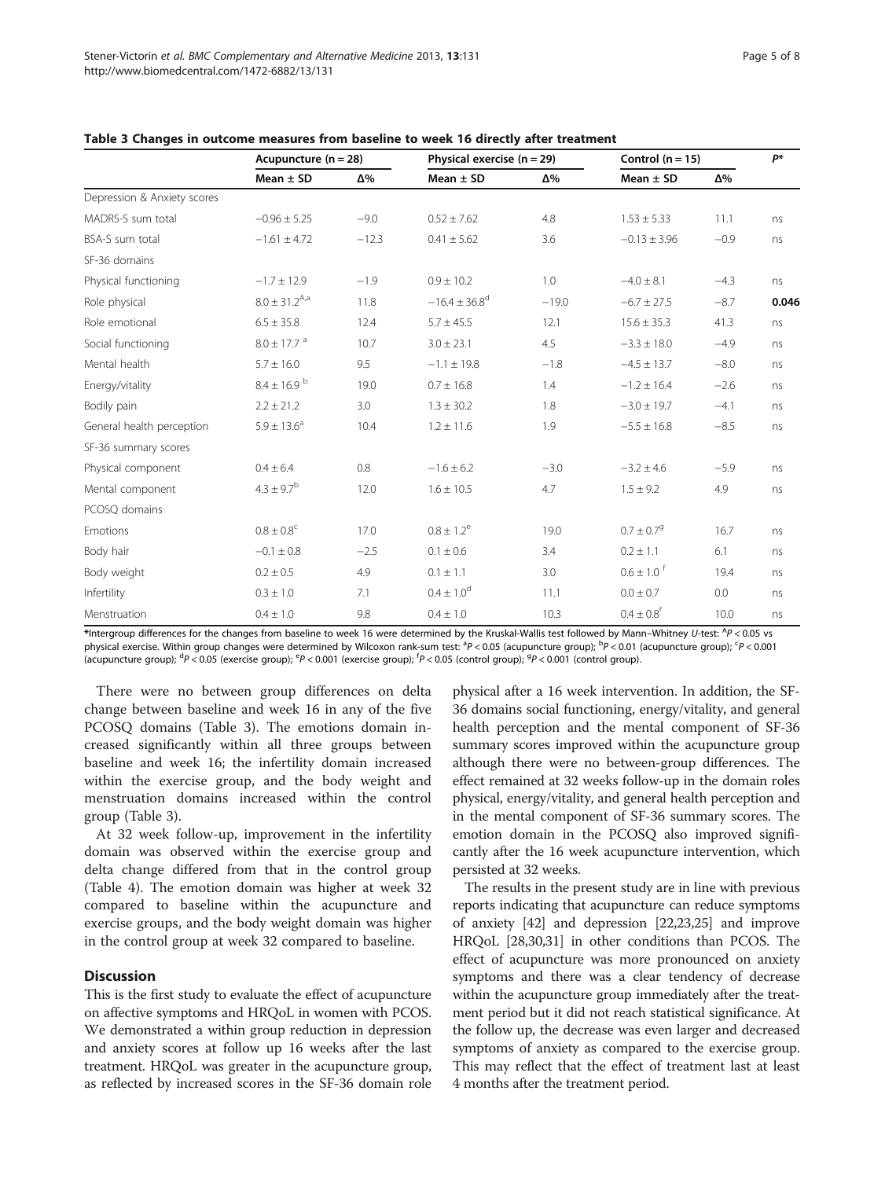**Table 3 Changes in outcome measures from baseline to week 16 directly after treatment**

| | Acupuncture (n = 28) | | Physical exercise (n = 29) | | Control (n = 15) | | $P^*$ |
|---|---|---|---|---|---|---|---|
| | Mean ± SD | Δ% | Mean ± SD | Δ% | Mean ± SD | Δ% | |
| Depression & Anxiety scores | | | | | | | |
| MADRS-S sum total | −0.96 ± 5.25 | −9.0 | 0.52 ± 7.62 | 4.8 | 1.53 ± 5.33 | 11.1 | ns |
| BSA-S sum total | −1.61 ± 4.72 | −12.3 | 0.41 ± 5.62 | 3.6 | −0.13 ± 3.96 | −0.9 | ns |
| SF-36 domains | | | | | | | |
| Physical functioning | −1.7 ± 12.9 | −1.9 | 0.9 ± 10.2 | 1.0 | −4.0 ± 8.1 | −4.3 | ns |
| Role physical | 8.0 ± 31.2[A,a] | 11.8 | −16.4 ± 36.8[d] | −19.0 | −6.7 ± 27.5 | −8.7 | **0.046** |
| Role emotional | 6.5 ± 35.8 | 12.4 | 5.7 ± 45.5 | 12.1 | 15.6 ± 35.3 | 41.3 | ns |
| Social functioning | 8.0 ± 17.7 [a] | 10.7 | 3.0 ± 23.1 | 4.5 | −3.3 ± 18.0 | −4.9 | ns |
| Mental health | 5.7 ± 16.0 | 9.5 | −1.1 ± 19.8 | −1.8 | −4.5 ± 13.7 | −8.0 | ns |
| Energy/vitality | 8.4 ± 16.9 [b] | 19.0 | 0.7 ± 16.8 | 1.4 | −1.2 ± 16.4 | −2.6 | ns |
| Bodily pain | 2.2 ± 21.2 | 3.0 | 1.3 ± 30.2 | 1.8 | −3.0 ± 19.7 | −4.1 | ns |
| General health perception | 5.9 ± 13.6[a] | 10.4 | 1.2 ± 11.6 | 1.9 | −5.5 ± 16.8 | −8.5 | ns |
| SF-36 summary scores | | | | | | | |
| Physical component | 0.4 ± 6.4 | 0.8 | −1.6 ± 6.2 | −3.0 | −3.2 ± 4.6 | −5.9 | ns |
| Mental component | 4.3 ± 9.7[b] | 12.0 | 1.6 ± 10.5 | 4.7 | 1.5 ± 9.2 | 4.9 | ns |
| PCOSQ domains | | | | | | | |
| Emotions | 0.8 ± 0.8[c] | 17.0 | 0.8 ± 1.2[e] | 19.0 | 0.7 ± 0.7[g] | 16.7 | ns |
| Body hair | −0.1 ± 0.8 | −2.5 | 0.1 ± 0.6 | 3.4 | 0.2 ± 1.1 | 6.1 | ns |
| Body weight | 0.2 ± 0.5 | 4.9 | 0.1 ± 1.1 | 3.0 | 0.6 ± 1.0 [f] | 19.4 | ns |
| Infertility | 0.3 ± 1.0 | 7.1 | 0.4 ± 1.0[d] | 11.1 | 0.0 ± 0.7 | 0.0 | ns |
| Menstruation | 0.4 ± 1.0 | 9.8 | 0.4 ± 1.0 | 10.3 | 0.4 ± 0.8[f] | 10.0 | ns |

*Intergroup differences for the changes from baseline to week 16 were determined by the Kruskal-Wallis test followed by Mann–Whitney *U*-test: [A]$P < 0.05$ vs physical exercise. Within group changes were determined by Wilcoxon rank-sum test: [a]$P < 0.05$ (acupuncture group); [b]$P < 0.01$ (acupuncture group); [c]$P < 0.001$ (acupuncture group); [d]$P < 0.05$ (exercise group); [e]$P < 0.001$ (exercise group); [f]$P < 0.05$ (control group); [g]$P < 0.001$ (control group).

There were no between group differences on delta change between baseline and week 16 in any of the five PCOSQ domains (Table 3). The emotions domain increased significantly within all three groups between baseline and week 16; the infertility domain increased within the exercise group, and the body weight and menstruation domains increased within the control group (Table 3).

At 32 week follow-up, improvement in the infertility domain was observed within the exercise group and delta change differed from that in the control group (Table 4). The emotion domain was higher at week 32 compared to baseline within the acupuncture and exercise groups, and the body weight domain was higher in the control group at week 32 compared to baseline.

## Discussion

This is the first study to evaluate the effect of acupuncture on affective symptoms and HRQoL in women with PCOS. We demonstrated a within group reduction in depression and anxiety scores at follow up 16 weeks after the last treatment. HRQoL was greater in the acupuncture group, as reflected by increased scores in the SF-36 domain role physical after a 16 week intervention. In addition, the SF-36 domains social functioning, energy/vitality, and general health perception and the mental component of SF-36 summary scores improved within the acupuncture group although there were no between-group differences. The effect remained at 32 weeks follow-up in the domain roles physical, energy/vitality, and general health perception and in the mental component of SF-36 summary scores. The emotion domain in the PCOSQ also improved significantly after the 16 week acupuncture intervention, which persisted at 32 weeks.

The results in the present study are in line with previous reports indicating that acupuncture can reduce symptoms of anxiety [42] and depression [22,23,25] and improve HRQoL [28,30,31] in other conditions than PCOS. The effect of acupuncture was more pronounced on anxiety symptoms and there was a clear tendency of decrease within the acupuncture group immediately after the treatment period but it did not reach statistical significance. At the follow up, the decrease was even larger and decreased symptoms of anxiety as compared to the exercise group. This may reflect that the effect of treatment last at least 4 months after the treatment period.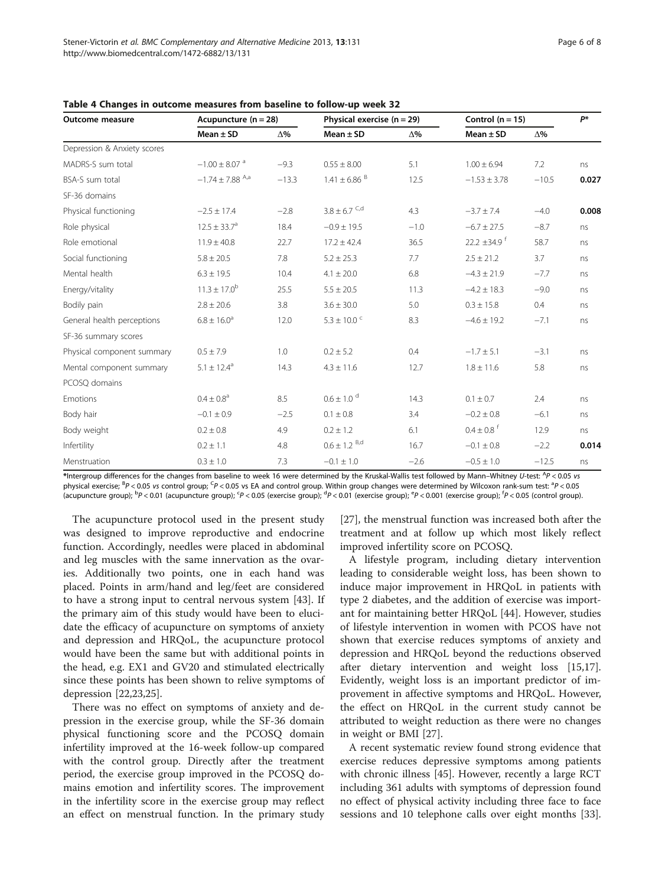**Table 4 Changes in outcome measures from baseline to follow-up week 32**

| Outcome measure | Acupuncture (n = 28) | | Physical exercise (n = 29) | | Control (n = 15) | | P* |
|---|---|---|---|---|---|---|---|
| | Mean ± SD | Δ% | Mean ± SD | Δ% | Mean ± SD | Δ% | |
| Depression & Anxiety scores | | | | | | | |
| MADRS-S sum total | −1.00 ± 8.07 [a] | −9.3 | 0.55 ± 8.00 | 5.1 | 1.00 ± 6.94 | 7.2 | ns |
| BSA-S sum total | −1.74 ± 7.88 [A,a] | −13.3 | 1.41 ± 6.86 [B] | 12.5 | −1.53 ± 3.78 | −10.5 | **0.027** |
| SF-36 domains | | | | | | | |
| Physical functioning | −2.5 ± 17.4 | −2.8 | 3.8 ± 6.7 [C,d] | 4.3 | −3.7 ± 7.4 | −4.0 | **0.008** |
| Role physical | 12.5 ± 33.7[a] | 18.4 | −0.9 ± 19.5 | −1.0 | −6.7 ± 27.5 | −8.7 | ns |
| Role emotional | 11.9 ± 40.8 | 22.7 | 17.2 ± 42.4 | 36.5 | 22.2 ±34.9 [f] | 58.7 | ns |
| Social functioning | 5.8 ± 20.5 | 7.8 | 5.2 ± 25.3 | 7.7 | 2.5 ± 21.2 | 3.7 | ns |
| Mental health | 6.3 ± 19.5 | 10.4 | 4.1 ± 20.0 | 6.8 | −4.3 ± 21.9 | −7.7 | ns |
| Energy/vitality | 11.3 ± 17.0[b] | 25.5 | 5.5 ± 20.5 | 11.3 | −4.2 ± 18.3 | −9.0 | ns |
| Bodily pain | 2.8 ± 20.6 | 3.8 | 3.6 ± 30.0 | 5.0 | 0.3 ± 15.8 | 0.4 | ns |
| General health perceptions | 6.8 ± 16.0[a] | 12.0 | 5.3 ± 10.0 [c] | 8.3 | −4.6 ± 19.2 | −7.1 | ns |
| SF-36 summary scores | | | | | | | |
| Physical component summary | 0.5 ± 7.9 | 1.0 | 0.2 ± 5.2 | 0.4 | −1.7 ± 5.1 | −3.1 | ns |
| Mental component summary | 5.1 ± 12.4[a] | 14.3 | 4.3 ± 11.6 | 12.7 | 1.8 ± 11.6 | 5.8 | ns |
| PCOSQ domains | | | | | | | |
| Emotions | 0.4 ± 0.8[a] | 8.5 | 0.6 ± 1.0 [d] | 14.3 | 0.1 ± 0.7 | 2.4 | ns |
| Body hair | −0.1 ± 0.9 | −2.5 | 0.1 ± 0.8 | 3.4 | −0.2 ± 0.8 | −6.1 | ns |
| Body weight | 0.2 ± 0.8 | 4.9 | 0.2 ± 1.2 | 6.1 | 0.4 ± 0.8 [f] | 12.9 | ns |
| Infertility | 0.2 ± 1.1 | 4.8 | 0.6 ± 1.2 [B,d] | 16.7 | −0.1 ± 0.8 | −2.2 | **0.014** |
| Menstruation | 0.3 ± 1.0 | 7.3 | −0.1 ± 1.0 | −2.6 | −0.5 ± 1.0 | −12.5 | ns |

*Intergroup differences for the changes from baseline to week 16 were determined by the Kruskal-Wallis test followed by Mann–Whitney U-test: [A]$P < 0.05$ vs physical exercise; [B]$P < 0.05$ vs control group; [C]$P < 0.05$ vs EA and control group. Within group changes were determined by Wilcoxon rank-sum test: [a]$P < 0.05$ (acupuncture group); [b]$P < 0.01$ (acupuncture group); [c]$P < 0.05$ (exercise group); [d]$P < 0.01$ (exercise group); [e]$P < 0.001$ (exercise group); [f]$P < 0.05$ (control group).

The acupuncture protocol used in the present study was designed to improve reproductive and endocrine function. Accordingly, needles were placed in abdominal and leg muscles with the same innervation as the ovaries. Additionally two points, one in each hand was placed. Points in arm/hand and leg/feet are considered to have a strong input to central nervous system [43]. If the primary aim of this study would have been to elucidate the efficacy of acupuncture on symptoms of anxiety and depression and HRQoL, the acupuncture protocol would have been the same but with additional points in the head, e.g. EX1 and GV20 and stimulated electrically since these points has been shown to relive symptoms of depression [22,23,25].

There was no effect on symptoms of anxiety and depression in the exercise group, while the SF-36 domain physical functioning score and the PCOSQ domain infertility improved at the 16-week follow-up compared with the control group. Directly after the treatment period, the exercise group improved in the PCOSQ domains emotion and infertility scores. The improvement in the infertility score in the exercise group may reflect an effect on menstrual function. In the primary study [27], the menstrual function was increased both after the treatment and at follow up which most likely reflect improved infertility score on PCOSQ.

A lifestyle program, including dietary intervention leading to considerable weight loss, has been shown to induce major improvement in HRQoL in patients with type 2 diabetes, and the addition of exercise was important for maintaining better HRQoL [44]. However, studies of lifestyle intervention in women with PCOS have not shown that exercise reduces symptoms of anxiety and depression and HRQoL beyond the reductions observed after dietary intervention and weight loss [15,17]. Evidently, weight loss is an important predictor of improvement in affective symptoms and HRQoL. However, the effect on HRQoL in the current study cannot be attributed to weight reduction as there were no changes in weight or BMI [27].

A recent systematic review found strong evidence that exercise reduces depressive symptoms among patients with chronic illness [45]. However, recently a large RCT including 361 adults with symptoms of depression found no effect of physical activity including three face to face sessions and 10 telephone calls over eight months [33].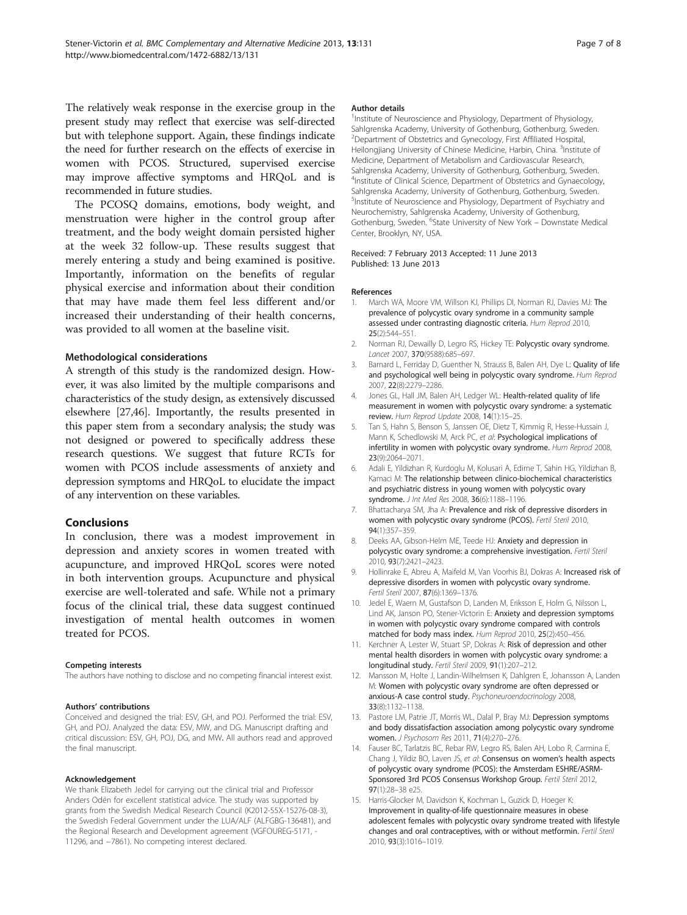The relatively weak response in the exercise group in the present study may reflect that exercise was self-directed but with telephone support. Again, these findings indicate the need for further research on the effects of exercise in women with PCOS. Structured, supervised exercise may improve affective symptoms and HRQoL and is recommended in future studies.

The PCOSQ domains, emotions, body weight, and menstruation were higher in the control group after treatment, and the body weight domain persisted higher at the week 32 follow-up. These results suggest that merely entering a study and being examined is positive. Importantly, information on the benefits of regular physical exercise and information about their condition that may have made them feel less different and/or increased their understanding of their health concerns, was provided to all women at the baseline visit.

### Methodological considerations

A strength of this study is the randomized design. However, it was also limited by the multiple comparisons and characteristics of the study design, as extensively discussed elsewhere [27,46]. Importantly, the results presented in this paper stem from a secondary analysis; the study was not designed or powered to specifically address these research questions. We suggest that future RCTs for women with PCOS include assessments of anxiety and depression symptoms and HRQoL to elucidate the impact of any intervention on these variables.

## Conclusions

In conclusion, there was a modest improvement in depression and anxiety scores in women treated with acupuncture, and improved HRQoL scores were noted in both intervention groups. Acupuncture and physical exercise are well-tolerated and safe. While not a primary focus of the clinical trial, these data suggest continued investigation of mental health outcomes in women treated for PCOS.

#### Competing interests

The authors have nothing to disclose and no competing financial interest exist.

#### Authors' contributions

Conceived and designed the trial: ESV, GH, and POJ. Performed the trial: ESV, GH, and POJ. Analyzed the data: ESV, MW, and DG. Manuscript drafting and critical discussion: ESV, GH, POJ, DG, and MW. All authors read and approved the final manuscript.

#### Acknowledgement

We thank Elizabeth Jedel for carrying out the clinical trial and Professor Anders Odén for excellent statistical advice. The study was supported by grants from the Swedish Medical Research Council (K2012-55X-15276-08-3), the Swedish Federal Government under the LUA/ALF (ALFGBG-136481), and the Regional Research and Development agreement (VGFOUREG-5171, -11296, and −7861). No competing interest declared.

#### Author details

[1]Institute of Neuroscience and Physiology, Department of Physiology, Sahlgrenska Academy, University of Gothenburg, Gothenburg, Sweden. [2]Department of Obstetrics and Gynecology, First Affiliated Hospital, Heilongjiang University of Chinese Medicine, Harbin, China. [3]Institute of Medicine, Department of Metabolism and Cardiovascular Research, Sahlgrenska Academy, University of Gothenburg, Gothenburg, Sweden. [4]Institute of Clinical Science, Department of Obstetrics and Gynaecology, Sahlgrenska Academy, University of Gothenburg, Gothenburg, Sweden. [5]Institute of Neuroscience and Physiology, Department of Psychiatry and Neurochemistry, Sahlgrenska Academy, University of Gothenburg, Gothenburg, Sweden. [6]State University of New York – Downstate Medical Center, Brooklyn, NY, USA.

Received: 7 February 2013 Accepted: 11 June 2013
Published: 13 June 2013

#### References

1. March WA, Moore VM, Willson KJ, Phillips DI, Norman RJ, Davies MJ: **The prevalence of polycystic ovary syndrome in a community sample assessed under contrasting diagnostic criteria.** *Hum Reprod* 2010, **25**(2):544–551.
2. Norman RJ, Dewailly D, Legro RS, Hickey TE: **Polycystic ovary syndrome.** *Lancet* 2007, **370**(9588):685–697.
3. Barnard L, Ferriday D, Guenther N, Strauss B, Balen AH, Dye L: **Quality of life and psychological well being in polycystic ovary syndrome.** *Hum Reprod* 2007, **22**(8):2279–2286.
4. Jones GL, Hall JM, Balen AH, Ledger WL: **Health-related quality of life measurement in women with polycystic ovary syndrome: a systematic review.** *Hum Reprod Update* 2008, **14**(1):15–25.
5. Tan S, Hahn S, Benson S, Janssen OE, Dietz T, Kimmig R, Hesse-Hussain J, Mann K, Schedlowski M, Arck PC, *et al*: **Psychological implications of infertility in women with polycystic ovary syndrome.** *Hum Reprod* 2008, **23**(9):2064–2071.
6. Adali E, Yildizhan R, Kurdoglu M, Kolusari A, Edirne T, Sahin HG, Yildizhan B, Kamaci M: **The relationship between clinico-biochemical characteristics and psychiatric distress in young women with polycystic ovary syndrome.** *J Int Med Res* 2008, **36**(6):1188–1196.
7. Bhattacharya SM, Jha A: **Prevalence and risk of depressive disorders in women with polycystic ovary syndrome (PCOS).** *Fertil Steril* 2010, **94**(1):357–359.
8. Deeks AA, Gibson-Helm ME, Teede HJ: **Anxiety and depression in polycystic ovary syndrome: a comprehensive investigation.** *Fertil Steril* 2010, **93**(7):2421–2423.
9. Hollinrake E, Abreu A, Maifeld M, Van Voorhis BJ, Dokras A: **Increased risk of depressive disorders in women with polycystic ovary syndrome.** *Fertil Steril* 2007, **87**(6):1369–1376.
10. Jedel E, Waern M, Gustafson D, Landen M, Eriksson E, Holm G, Nilsson L, Lind AK, Janson PO, Stener-Victorin E: **Anxiety and depression symptoms in women with polycystic ovary syndrome compared with controls matched for body mass index.** *Hum Reprod* 2010, **25**(2):450–456.
11. Kerchner A, Lester W, Stuart SP, Dokras A: **Risk of depression and other mental health disorders in women with polycystic ovary syndrome: a longitudinal study.** *Fertil Steril* 2009, **91**(1):207–212.
12. Mansson M, Holte J, Landin-Wilhelmsen K, Dahlgren E, Johansson A, Landen M: **Women with polycystic ovary syndrome are often depressed or anxious-A case control study.** *Psychoneuroendocrinology* 2008, **33**(8):1132–1138.
13. Pastore LM, Patrie JT, Morris WL, Dalal P, Bray MJ: **Depression symptoms and body dissatisfaction association among polycystic ovary syndrome women.** *J Psychosom Res* 2011, **71**(4):270–276.
14. Fauser BC, Tarlatzis BC, Rebar RW, Legro RS, Balen AH, Lobo R, Carmina E, Chang J, Yildiz BO, Laven JS, *et al*: **Consensus on women's health aspects of polycystic ovary syndrome (PCOS): the Amsterdam ESHRE/ASRM-Sponsored 3rd PCOS Consensus Workshop Group.** *Fertil Steril* 2012, **97**(1):28–38 e25.
15. Harris-Glocker M, Davidson K, Kochman L, Guzick D, Hoeger K: **Improvement in quality-of-life questionnaire measures in obese adolescent females with polycystic ovary syndrome treated with lifestyle changes and oral contraceptives, with or without metformin.** *Fertil Steril* 2010, **93**(3):1016–1019.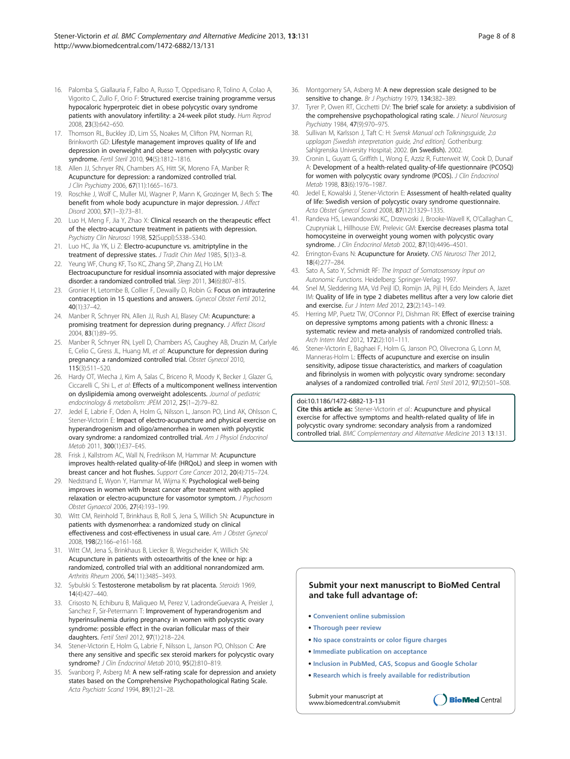16. Palomba S, Giallauria F, Falbo A, Russo T, Oppedisano R, Tolino A, Colao A, Vigorito C, Zullo F, Orio F: **Structured exercise training programme versus hypocaloric hyperproteic diet in obese polycystic ovary syndrome patients with anovulatory infertility: a 24-week pilot study.** *Hum Reprod* 2008, **23**(3):642–650.
17. Thomson RL, Buckley JD, Lim SS, Noakes M, Clifton PM, Norman RJ, Brinkworth GD: **Lifestyle management improves quality of life and depression in overweight and obese women with polycystic ovary syndrome.** *Fertil Steril* 2010, **94**(5):1812–1816.
18. Allen JJ, Schnyer RN, Chambers AS, Hitt SK, Moreno FA, Manber R: **Acupuncture for depression: a randomized controlled trial.** *J Clin Psychiatry* 2006, **67**(11):1665–1673.
19. Roschke J, Wolf C, Muller MJ, Wagner P, Mann K, Grozinger M, Bech S: **The benefit from whole body acupuncture in major depression.** *J Affect Disord* 2000, **57**(1–3):73–81.
20. Luo H, Meng F, Jia Y, Zhao X: **Clinical research on the therapeutic effect of the electro-acupuncture treatment in patients with depression.** *Psychiatry Clin Neurosci* 1998, **52**(Suppl):S338–S340.
21. Luo HC, Jia YK, Li Z: **Electro-acupuncture vs. amitriptyline in the treatment of depressive states.** *J Tradit Chin Med* 1985, **5**(1):3–8.
22. Yeung WF, Chung KF, Tso KC, Zhang SP, Zhang ZJ, Ho LM: **Electroacupuncture for residual insomnia associated with major depressive disorder: a randomized controlled trial.** *Sleep* 2011, **34**(6):807–815.
23. Gronier H, Letombe B, Collier F, Dewailly D, Robin G: **Focus on intrauterine contraception in 15 questions and answers.** *Gynecol Obstet Fertil* 2012, **40**(1):37–42.
24. Manber R, Schnyer RN, Allen JJ, Rush AJ, Blasey CM: **Acupuncture: a promising treatment for depression during pregnancy.** *J Affect Disord* 2004, **83**(1):89–95.
25. Manber R, Schnyer RN, Lyell D, Chambers AS, Caughey AB, Druzin M, Carlyle E, Celio C, Gress JL, Huang MI, *et al*: **Acupuncture for depression during pregnancy: a randomized controlled trial.** *Obstet Gynecol* 2010, **115**(3):511–520.
26. Hardy OT, Wiecha J, Kim A, Salas C, Briceno R, Moody K, Becker J, Glazer G, Ciccarelli C, Shi L, *et al*: **Effects of a multicomponent wellness intervention on dyslipidemia among overweight adolescents.** *Journal of pediatric endocrinology & metabolism: JPEM* 2012, **25**(1–2):79–82.
27. Jedel E, Labrie F, Oden A, Holm G, Nilsson L, Janson PO, Lind AK, Ohlsson C, Stener-Victorin E: **Impact of electro-acupuncture and physical exercise on hyperandrogenism and oligo/amenorrhea in women with polycystic ovary syndrome: a randomized controlled trial.** *Am J Physiol Endocrinol Metab* 2011, **300**(1):E37–E45.
28. Frisk J, Kallstrom AC, Wall N, Fredrikson M, Hammar M: **Acupuncture improves health-related quality-of-life (HRQoL) and sleep in women with breast cancer and hot flushes.** *Support Care Cancer* 2012, **20**(4):715–724.
29. Nedstrand E, Wyon Y, Hammar M, Wijma K: **Psychological well-being improves in women with breast cancer after treatment with applied relaxation or electro-acupuncture for vasomotor symptom.** *J Psychosom Obstet Gynaecol* 2006, **27**(4):193–199.
30. Witt CM, Reinhold T, Brinkhaus B, Roll S, Jena S, Willich SN: **Acupuncture in patients with dysmenorrhea: a randomized study on clinical effectiveness and cost-effectiveness in usual care.** *Am J Obstet Gynecol* 2008, **198**(2):166–e161-168.
31. Witt CM, Jena S, Brinkhaus B, Liecker B, Wegscheider K, Willich SN: **Acupuncture in patients with osteoarthritis of the knee or hip: a randomized, controlled trial with an additional nonrandomized arm.** *Arthritis Rheum* 2006, **54**(11):3485–3493.
32. Sybulski S: **Testosterone metabolism by rat placenta.** *Steroids* 1969, **14**(4):427–440.
33. Crisosto N, Echiburu B, Maliqueo M, Perez V, LadrondeGuevara A, Preisler J, Sanchez F, Sir-Petermann T: **Improvement of hyperandrogenism and hyperinsulinemia during pregnancy in women with polycystic ovary syndrome: possible effect in the ovarian follicular mass of their daughters.** *Fertil Steril* 2012, **97**(1):218–224.
34. Stener-Victorin E, Holm G, Labrie F, Nilsson L, Janson PO, Ohlsson C: **Are there any sensitive and specific sex steroid markers for polycystic ovary syndrome?** *J Clin Endocrinol Metab* 2010, **95**(2):810–819.
35. Svanborg P, Asberg M: **A new self-rating scale for depression and anxiety states based on the Comprehensive Psychopathological Rating Scale.** *Acta Psychiatr Scand* 1994, **89**(1):21–28.
36. Montgomery SA, Asberg M: **A new depression scale designed to be sensitive to change.** *Br J Psychiatry* 1979, **134**:382–389.
37. Tyrer P, Owen RT, Cicchetti DV: **The brief scale for anxiety: a subdivision of the comprehensive psychopathological rating scale.** *J Neurol Neurosurg Psychiatry* 1984, **47**(9):970–975.
38. Sullivan M, Karlsson J, Taft C: H: *Svensk Manual och Tolkningsguide, 2:a upplagan [Swedish interpretation guide, 2nd edition]*. Gothenburg: Sahlgrenska University Hospital; 2002. **(in Swedish).** 2002.
39. Cronin L, Guyatt G, Griffith L, Wong E, Azziz R, Futterweit W, Cook D, Dunaif A: **Development of a health-related quality-of-life questionnaire (PCOSQ) for women with polycystic ovary syndrome (PCOS).** *J Clin Endocrinol Metab* 1998, **83**(6):1976–1987.
40. Jedel E, Kowalski J, Stener-Victorin E: **Assessment of health-related quality of life: Swedish version of polycystic ovary syndrome questionnaire.** *Acta Obstet Gynecol Scand* 2008, **87**(12):1329–1335.
41. Randeva HS, Lewandowski KC, Drzewoski J, Brooke-Wavell K, O'Callaghan C, Czupryniak L, Hillhouse EW, Prelevic GM: **Exercise decreases plasma total homocysteine in overweight young women with polycystic ovary syndrome.** *J Clin Endocrinol Metab* 2002, **87**(10):4496–4501.
42. Errington-Evans N: **Acupuncture for Anxiety.** *CNS Neurosci Ther* 2012, **18**(4):277–284.
43. Sato A, Sato Y, Schmidt RF: *The Impact of Somatosensory Input on Autonomic Functions.* Heidelberg: Springer-Verlag; 1997.
44. Snel M, Sleddering MA, Vd Peijl ID, Romijn JA, Pijl H, Edo Meinders A, Jazet IM: **Quality of life in type 2 diabetes mellitus after a very low calorie diet and exercise.** *Eur J Intern Med* 2012, **23**(2):143–149.
45. Herring MP, Puetz TW, O'Connor PJ, Dishman RK: **Effect of exercise training on depressive symptoms among patients with a chronic Illness: a systematic review and meta-analysis of randomized controlled trials.** *Arch Intern Med* 2012, **172**(2):101–111.
46. Stener-Victorin E, Baghaei F, Holm G, Janson PO, Olivecrona G, Lonn M, Manneras-Holm L: **Effects of acupuncture and exercise on insulin sensitivity, adipose tissue characteristics, and markers of coagulation and fibrinolysis in women with polycystic ovary syndrome: secondary analyses of a randomized controlled trial.** *Fertil Steril* 2012, **97**(2):501–508.

doi:10.1186/1472-6882-13-131

**Cite this article as:** Stener-Victorin *et al.*: Acupuncture and physical exercise for affective symptoms and health-related quality of life in polycystic ovary syndrome: secondary analysis from a randomized controlled trial. *BMC Complementary and Alternative Medicine* 2013 **13**:131.

**Submit your next manuscript to BioMed Central and take full advantage of:**

- **Convenient online submission**
- **Thorough peer review**
- **No space constraints or color figure charges**
- **Immediate publication on acceptance**
- **Inclusion in PubMed, CAS, Scopus and Google Scholar**
- **Research which is freely available for redistribution**

Submit your manuscript at
www.biomedcentral.com/submit

BioMed Central